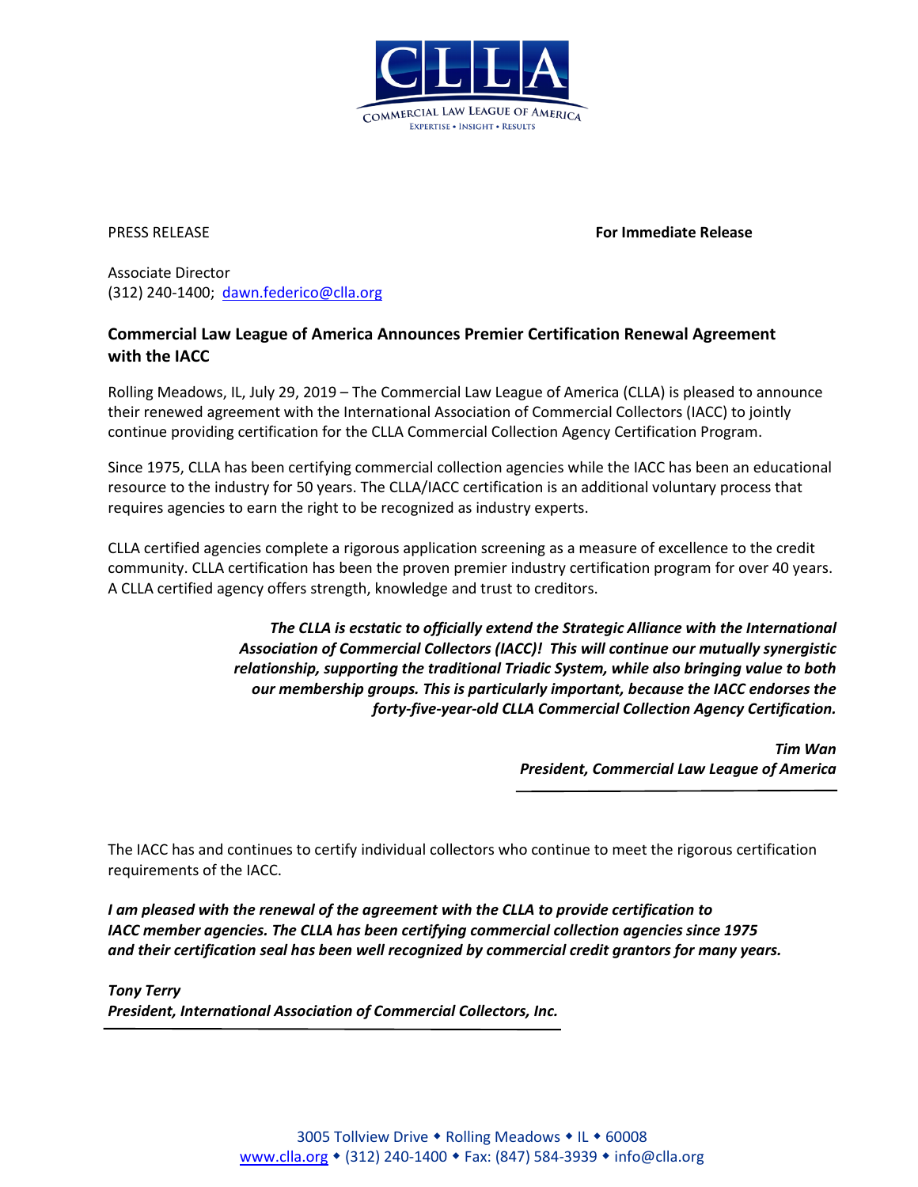CLLA

COMMERCIAL LAW LEAGUE OF AMERICA

EXPERTISE • INSIGHT • RESULTS

PRESS RELEASE **For Immediate Release**

Associate Director
(312) 240-1400; dawn.federico@clla.org

## Commercial Law League of America Announces Premier Certification Renewal Agreement with the IACC

Rolling Meadows, IL, July 29, 2019 – The Commercial Law League of America (CLLA) is pleased to announce their renewed agreement with the International Association of Commercial Collectors (IACC) to jointly continue providing certification for the CLLA Commercial Collection Agency Certification Program.

Since 1975, CLLA has been certifying commercial collection agencies while the IACC has been an educational resource to the industry for 50 years. The CLLA/IACC certification is an additional voluntary process that requires agencies to earn the right to be recognized as industry experts.

CLLA certified agencies complete a rigorous application screening as a measure of excellence to the credit community. CLLA certification has been the proven premier industry certification program for over 40 years. A CLLA certified agency offers strength, knowledge and trust to creditors.

***The CLLA is ecstatic to officially extend the Strategic Alliance with the International Association of Commercial Collectors (IACC)! This will continue our mutually synergistic relationship, supporting the traditional Triadic System, while also bringing value to both our membership groups. This is particularly important, because the IACC endorses the forty-five-year-old CLLA Commercial Collection Agency Certification.***

***Tim Wan***
***President, Commercial Law League of America***

The IACC has and continues to certify individual collectors who continue to meet the rigorous certification requirements of the IACC.

***I am pleased with the renewal of the agreement with the CLLA to provide certification to IACC member agencies. The CLLA has been certifying commercial collection agencies since 1975 and their certification seal has been well recognized by commercial credit grantors for many years.***

***Tony Terry***
***President, International Association of Commercial Collectors, Inc.***

3005 Tollview Drive ◆ Rolling Meadows ◆ IL ◆ 60008
www.clla.org ◆ (312) 240-1400 ◆ Fax: (847) 584-3939 ◆ info@clla.org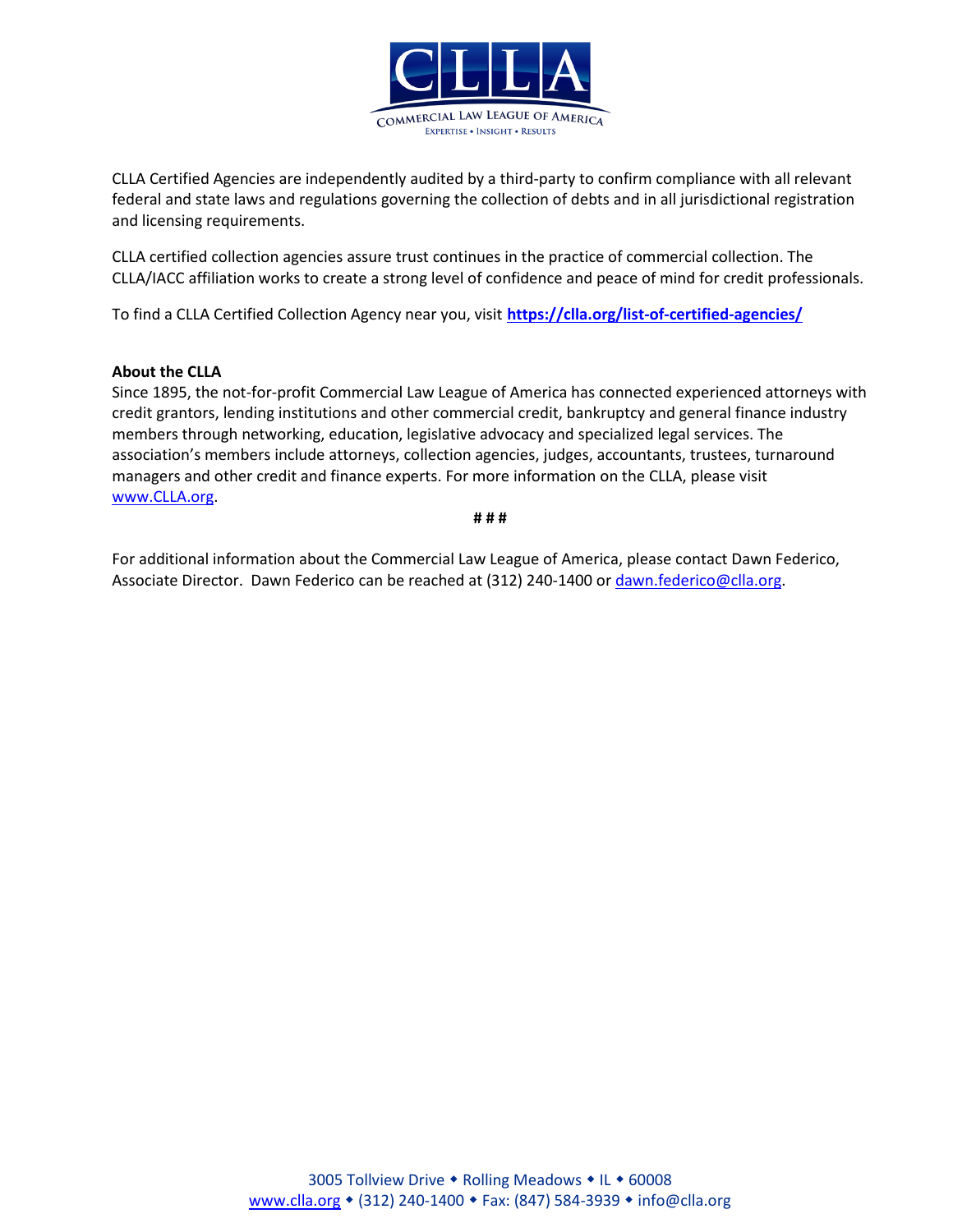CLLA Certified Agencies are independently audited by a third-party to confirm compliance with all relevant federal and state laws and regulations governing the collection of debts and in all jurisdictional registration and licensing requirements.

CLLA certified collection agencies assure trust continues in the practice of commercial collection. The CLLA/IACC affiliation works to create a strong level of confidence and peace of mind for credit professionals.

To find a CLLA Certified Collection Agency near you, visit **https://clla.org/list-of-certified-agencies/**

**About the CLLA**
Since 1895, the not-for-profit Commercial Law League of America has connected experienced attorneys with credit grantors, lending institutions and other commercial credit, bankruptcy and general finance industry members through networking, education, legislative advocacy and specialized legal services. The association's members include attorneys, collection agencies, judges, accountants, trustees, turnaround managers and other credit and finance experts. For more information on the CLLA, please visit www.CLLA.org.

**# # #**

For additional information about the Commercial Law League of America, please contact Dawn Federico, Associate Director. Dawn Federico can be reached at (312) 240-1400 or dawn.federico@clla.org.

3005 Tollview Drive ◆ Rolling Meadows ◆ IL ◆ 60008
www.clla.org ◆ (312) 240-1400 ◆ Fax: (847) 584-3939 ◆ info@clla.org